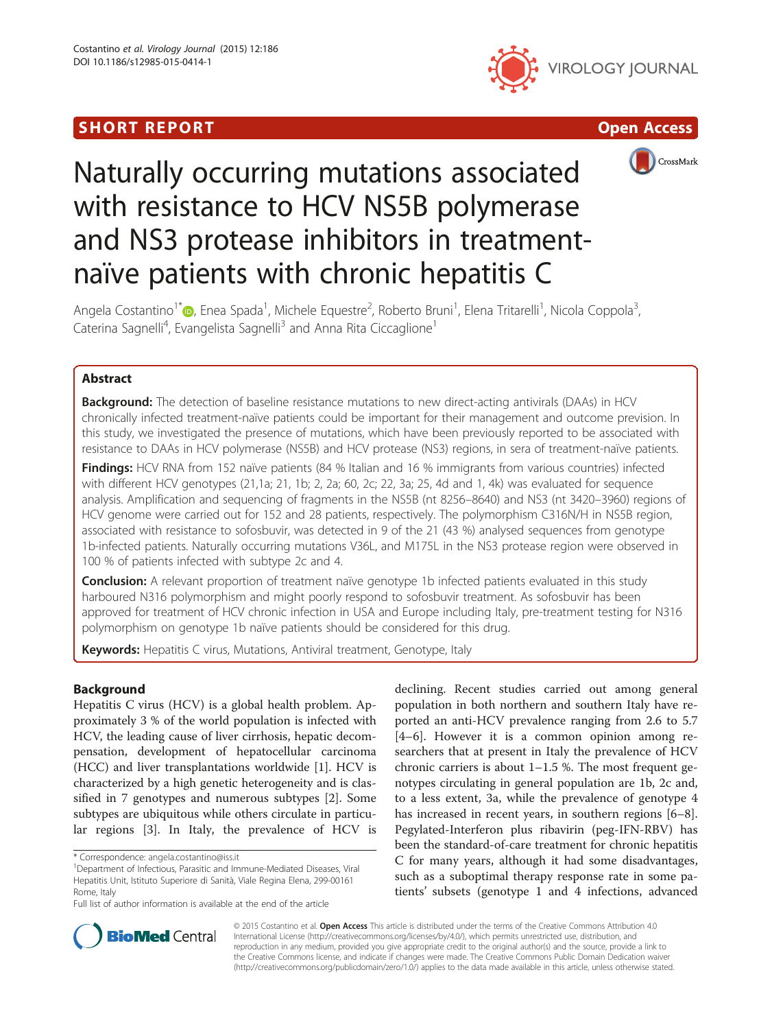SHORT REPORT | Open Access

# Naturally occurring mutations associated with resistance to HCV NS5B polymerase and NS3 protease inhibitors in treatment-naïve patients with chronic hepatitis C

Angela Costantino[1*], Enea Spada[1], Michele Equestre[2], Roberto Bruni[1], Elena Tritarelli[1], Nicola Coppola[3], Caterina Sagnelli[4], Evangelista Sagnelli[3] and Anna Rita Ciccaglione[1]

## Abstract

**Background:** The detection of baseline resistance mutations to new direct-acting antivirals (DAAs) in HCV chronically infected treatment-naïve patients could be important for their management and outcome prevision. In this study, we investigated the presence of mutations, which have been previously reported to be associated with resistance to DAAs in HCV polymerase (NS5B) and HCV protease (NS3) regions, in sera of treatment-naïve patients.

**Findings:** HCV RNA from 152 naïve patients (84 % Italian and 16 % immigrants from various countries) infected with different HCV genotypes (21,1a; 21, 1b; 2, 2a; 60, 2c; 22, 3a; 25, 4d and 1, 4k) was evaluated for sequence analysis. Amplification and sequencing of fragments in the NS5B (nt 8256–8640) and NS3 (nt 3420–3960) regions of HCV genome were carried out for 152 and 28 patients, respectively. The polymorphism C316N/H in NS5B region, associated with resistance to sofosbuvir, was detected in 9 of the 21 (43 %) analysed sequences from genotype 1b-infected patients. Naturally occurring mutations V36L, and M175L in the NS3 protease region were observed in 100 % of patients infected with subtype 2c and 4.

**Conclusion:** A relevant proportion of treatment naïve genotype 1b infected patients evaluated in this study harboured N316 polymorphism and might poorly respond to sofosbuvir treatment. As sofosbuvir has been approved for treatment of HCV chronic infection in USA and Europe including Italy, pre-treatment testing for N316 polymorphism on genotype 1b naïve patients should be considered for this drug.

**Keywords:** Hepatitis C virus, Mutations, Antiviral treatment, Genotype, Italy

## Background

Hepatitis C virus (HCV) is a global health problem. Approximately 3 % of the world population is infected with HCV, the leading cause of liver cirrhosis, hepatic decompensation, development of hepatocellular carcinoma (HCC) and liver transplantations worldwide [1]. HCV is characterized by a high genetic heterogeneity and is classified in 7 genotypes and numerous subtypes [2]. Some subtypes are ubiquitous while others circulate in particular regions [3]. In Italy, the prevalence of HCV is declining. Recent studies carried out among general population in both northern and southern Italy have reported an anti-HCV prevalence ranging from 2.6 to 5.7 [4–6]. However it is a common opinion among researchers that at present in Italy the prevalence of HCV chronic carriers is about 1–1.5 %. The most frequent genotypes circulating in general population are 1b, 2c and, to a less extent, 3a, while the prevalence of genotype 4 has increased in recent years, in southern regions [6–8]. Pegylated-Interferon plus ribavirin (peg-IFN-RBV) has been the standard-of-care treatment for chronic hepatitis C for many years, although it had some disadvantages, such as a suboptimal therapy response rate in some patients' subsets (genotype 1 and 4 infections, advanced

\* Correspondence: angela.costantino@iss.it
[1]Department of Infectious, Parasitic and Immune-Mediated Diseases, Viral Hepatitis Unit, Istituto Superiore di Sanità, Viale Regina Elena, 299-00161 Rome, Italy
Full list of author information is available at the end of the article

© 2015 Costantino et al. **Open Access** This article is distributed under the terms of the Creative Commons Attribution 4.0 International License (http://creativecommons.org/licenses/by/4.0/), which permits unrestricted use, distribution, and reproduction in any medium, provided you give appropriate credit to the original author(s) and the source, provide a link to the Creative Commons license, and indicate if changes were made. The Creative Commons Public Domain Dedication waiver (http://creativecommons.org/publicdomain/zero/1.0/) applies to the data made available in this article, unless otherwise stated.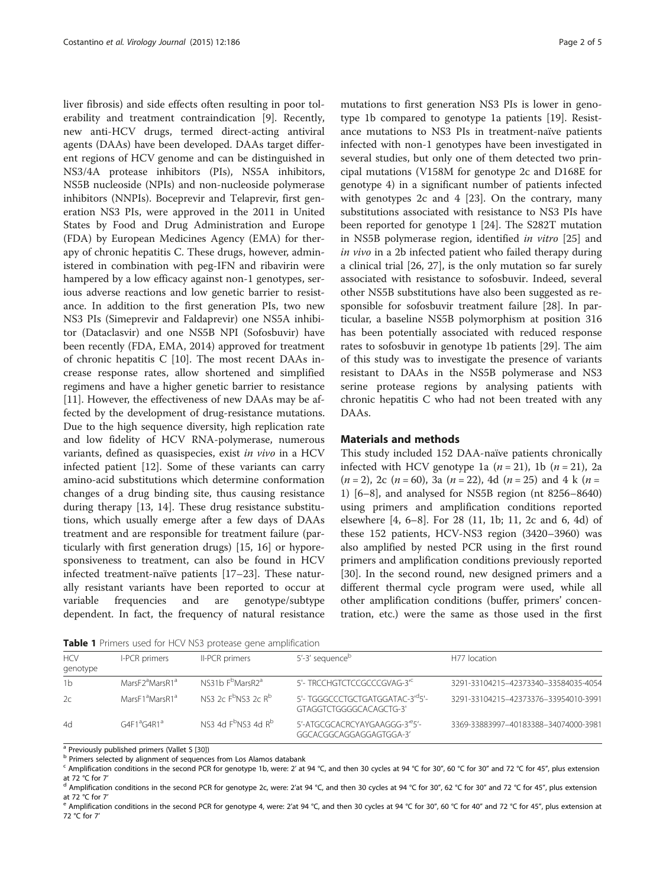liver fibrosis) and side effects often resulting in poor tolerability and treatment contraindication [9]. Recently, new anti-HCV drugs, termed direct-acting antiviral agents (DAAs) have been developed. DAAs target different regions of HCV genome and can be distinguished in NS3/4A protease inhibitors (PIs), NS5A inhibitors, NS5B nucleoside (NPIs) and non-nucleoside polymerase inhibitors (NNPIs). Boceprevir and Telaprevir, first generation NS3 PIs, were approved in the 2011 in United States by Food and Drug Administration and Europe (FDA) by European Medicines Agency (EMA) for therapy of chronic hepatitis C. These drugs, however, administered in combination with peg-IFN and ribavirin were hampered by a low efficacy against non-1 genotypes, serious adverse reactions and low genetic barrier to resistance. In addition to the first generation PIs, two new NS3 PIs (Simeprevir and Faldaprevir) one NS5A inhibitor (Dataclasvir) and one NS5B NPI (Sofosbuvir) have been recently (FDA, EMA, 2014) approved for treatment of chronic hepatitis C [10]. The most recent DAAs increase response rates, allow shortened and simplified regimens and have a higher genetic barrier to resistance [11]. However, the effectiveness of new DAAs may be affected by the development of drug-resistance mutations. Due to the high sequence diversity, high replication rate and low fidelity of HCV RNA-polymerase, numerous variants, defined as quasispecies, exist *in vivo* in a HCV infected patient [12]. Some of these variants can carry amino-acid substitutions which determine conformation changes of a drug binding site, thus causing resistance during therapy [13, 14]. These drug resistance substitutions, which usually emerge after a few days of DAAs treatment and are responsible for treatment failure (particularly with first generation drugs) [15, 16] or hyporesponsiveness to treatment, can also be found in HCV infected treatment-naïve patients [17–23]. These naturally resistant variants have been reported to occur at variable frequencies and are genotype/subtype dependent. In fact, the frequency of natural resistance mutations to first generation NS3 PIs is lower in genotype 1b compared to genotype 1a patients [19]. Resistance mutations to NS3 PIs in treatment-naïve patients infected with non-1 genotypes have been investigated in several studies, but only one of them detected two principal mutations (V158M for genotype 2c and D168E for genotype 4) in a significant number of patients infected with genotypes 2c and 4 [23]. On the contrary, many substitutions associated with resistance to NS3 PIs have been reported for genotype 1 [24]. The S282T mutation in NS5B polymerase region, identified *in vitro* [25] and *in vivo* in a 2b infected patient who failed therapy during a clinical trial [26, 27], is the only mutation so far surely associated with resistance to sofosbuvir. Indeed, several other NS5B substitutions have also been suggested as responsible for sofosbuvir treatment failure [28]. In particular, a baseline NS5B polymorphism at position 316 has been potentially associated with reduced response rates to sofosbuvir in genotype 1b patients [29]. The aim of this study was to investigate the presence of variants resistant to DAAs in the NS5B polymerase and NS3 serine protease regions by analysing patients with chronic hepatitis C who had not been treated with any DAAs.

## Materials and methods

This study included 152 DAA-naïve patients chronically infected with HCV genotype 1a ($n = 21$), 1b ($n = 21$), 2a ($n = 2$), 2c ($n = 60$), 3a ($n = 22$), 4d ($n = 25$) and 4 k ($n = 1$) [6–8], and analysed for NS5B region (nt 8256–8640) using primers and amplification conditions reported elsewhere [4, 6–8]. For 28 (11, 1b; 11, 2c and 6, 4d) of these 152 patients, HCV-NS3 region (3420–3960) was also amplified by nested PCR using in the first round primers and amplification conditions previously reported [30]. In the second round, new designed primers and a different thermal cycle program were used, while all other amplification conditions (buffer, primers' concentration, etc.) were the same as those used in the first

**Table 1** Primers used for HCV NS3 protease gene amplification

| HCV genotype | I-PCR primers | II-PCR primers | 5'-3' sequence[b] | H77 location |
|---|---|---|---|---|
| 1b | MarsF2[a]MarsR1[a] | NS31b F[b]MarsR2[a] | 5'- TRCCHGTCTCCGCCCGVAG-3'[c] | 3291-33104215–42373340–33584035-4054 |
| 2c | MarsF1[a]MarsR1[a] | NS3 2c F[b]NS3 2c R[b] | 5'- TGGGCCCTGCTGATGGATAC-3'[d]5'-GTAGGTCTGGGGCACAGCTG-3' | 3291-33104215–42373376–33954010-3991 |
| 4d | G4F1[a]G4R1[a] | NS3 4d F[b]NS3 4d R[b] | 5'-ATGCGCACRCYAYGAAGGG-3'[e]5'-GGCACGGCAGGAGGAGTGGA-3' | 3369-33883997–40183388–34074000-3981 |

[a] Previously published primers (Vallet S [30])
[b] Primers selected by alignment of sequences from Los Alamos databank
[c] Amplification conditions in the second PCR for genotype 1b, were: 2' at 94 °C, and then 30 cycles at 94 °C for 30", 60 °C for 30" and 72 °C for 45", plus extension at 72 °C for 7'
[d] Amplification conditions in the second PCR for genotype 2c, were: 2'at 94 °C, and then 30 cycles at 94 °C for 30", 62 °C for 30" and 72 °C for 45", plus extension at 72 °C for 7'
[e] Amplification conditions in the second PCR for genotype 4, were: 2'at 94 °C, and then 30 cycles at 94 °C for 30", 60 °C for 40" and 72 °C for 45", plus extension at 72 °C for 7'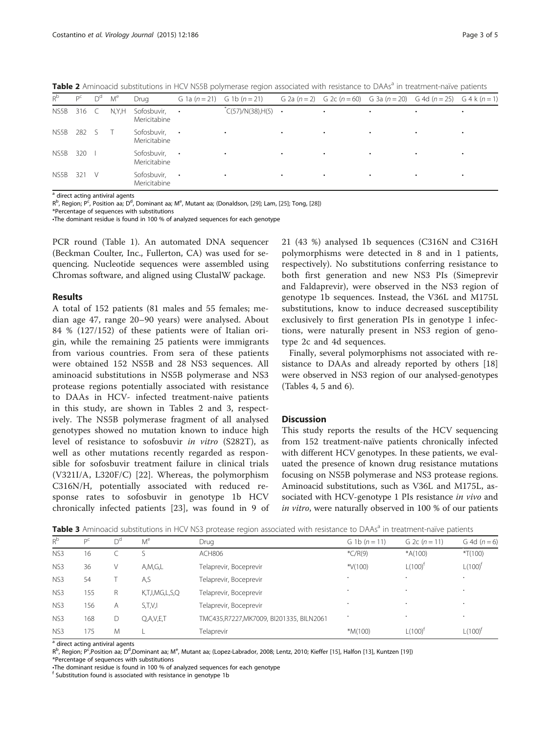**Table 2** Aminoacid substitutions in HCV NS5B polymerase region associated with resistance to DAAs[a] in treatment-naïve patients

| R[b] | P[c] | D[d] | M[e] | Drug | G 1a (n = 21) | G 1b (n = 21) | G 2a (n = 2) | G 2c (n = 60) | G 3a (n = 20) | G 4d (n = 25) | G 4 k (n = 1) |
|---|---|---|---|---|---|---|---|---|---|---|---|
| NS5B | 316 | C | N,Y,H | Sofosbuvir, Mericitabine | • | *C(57)/N(38),H(5) | • | • | • | • | • |
| NS5B | 282 | S | T | Sofosbuvir, Mericitabine | • | • | • | • | • | • | • |
| NS5B | 320 | I | | Sofosbuvir, Mericitabine | • | • | • | • | • | • | • |
| NS5B | 321 | V | | Sofosbuvir, Mericitabine | • | • | • | • | • | • | • |

[a] direct acting antiviral agents
R[b], Region; P[c], Position aa; D[d], Dominant aa; M[e], Mutant aa; (Donaldson, [29]; Lam, [25]; Tong, [28])
*Percentage of sequences with substitutions
•The dominant residue is found in 100 % of analyzed sequences for each genotype

PCR round (Table 1). An automated DNA sequencer (Beckman Coulter, Inc., Fullerton, CA) was used for sequencing. Nucleotide sequences were assembled using Chromas software, and aligned using ClustalW package.

## Results

A total of 152 patients (81 males and 55 females; median age 47, range 20–90 years) were analysed. About 84 % (127/152) of these patients were of Italian origin, while the remaining 25 patients were immigrants from various countries. From sera of these patients were obtained 152 NS5B and 28 NS3 sequences. All aminoacid substitutions in NS5B polymerase and NS3 protease regions potentially associated with resistance to DAAs in HCV- infected treatment-naive patients in this study, are shown in Tables 2 and 3, respectively. The NS5B polymerase fragment of all analysed genotypes showed no mutation known to induce high level of resistance to sofosbuvir *in vitro* (S282T), as well as other mutations recently regarded as responsible for sofosbuvir treatment failure in clinical trials (V321I/A, L320F/C) [22]. Whereas, the polymorphism C316N/H, potentially associated with reduced response rates to sofosbuvir in genotype 1b HCV chronically infected patients [23], was found in 9 of 21 (43 %) analysed 1b sequences (C316N and C316H polymorphisms were detected in 8 and in 1 patients, respectively). No substitutions conferring resistance to both first generation and new NS3 PIs (Simeprevir and Faldaprevir), were observed in the NS3 region of genotype 1b sequences. Instead, the V36L and M175L substitutions, know to induce decreased susceptibility exclusively to first generation PIs in genotype 1 infections, were naturally present in NS3 region of genotype 2c and 4d sequences.

Finally, several polymorphisms not associated with resistance to DAAs and already reported by others [18] were observed in NS3 region of our analysed-genotypes (Tables 4, 5 and 6).

## Discussion

This study reports the results of the HCV sequencing from 152 treatment-naïve patients chronically infected with different HCV genotypes. In these patients, we evaluated the presence of known drug resistance mutations focusing on NS5B polymerase and NS3 protease regions. Aminoacid substitutions, such as V36L and M175L, associated with HCV-genotype 1 PIs resistance *in vivo* and *in vitro*, were naturally observed in 100 % of our patients

**Table 3** Aminoacid substitutions in HCV NS3 protease region associated with resistance to DAAs[a] in treatment-naïve patients

| R[b] | P[c] | D[d] | M[e] | Drug | G 1b (n = 11) | G 2c (n = 11) | G 4d (n = 6) |
|---|---|---|---|---|---|---|---|
| NS3 | 16 | C | S | ACH806 | *C/R(9) | *A(100) | *T(100) |
| NS3 | 36 | V | A,M,G,L | Telaprevir, Boceprevir | *V(100) | L(100)[f] | L(100)[f] |
| NS3 | 54 | T | A,S | Telaprevir, Boceprevir | • | • | • |
| NS3 | 155 | R | K,T,I,M,G,L,S,Q | Telaprevir, Boceprevir | • | • | • |
| NS3 | 156 | A | S,T,V,I | Telaprevir, Boceprevir | • | • | • |
| NS3 | 168 | D | Q,A,V,E,T | TMC435,R7227,MK7009, BI201335, BILN2061 | • | • | • |
| NS3 | 175 | M | L | Telaprevir | *M(100) | L(100)[f] | L(100)[f] |

[a] direct acting antiviral agents
R[b], Region; P[c],Position aa; D[d],Dominant aa; M[e], Mutant aa; (Lopez-Labrador, 2008; Lentz, 2010; Kieffer [15], Halfon [13], Kuntzen [19])
*Percentage of sequences with substitutions
•The dominant residue is found in 100 % of analyzed sequences for each genotype
[f] Substitution found is associated with resistance in genotype 1b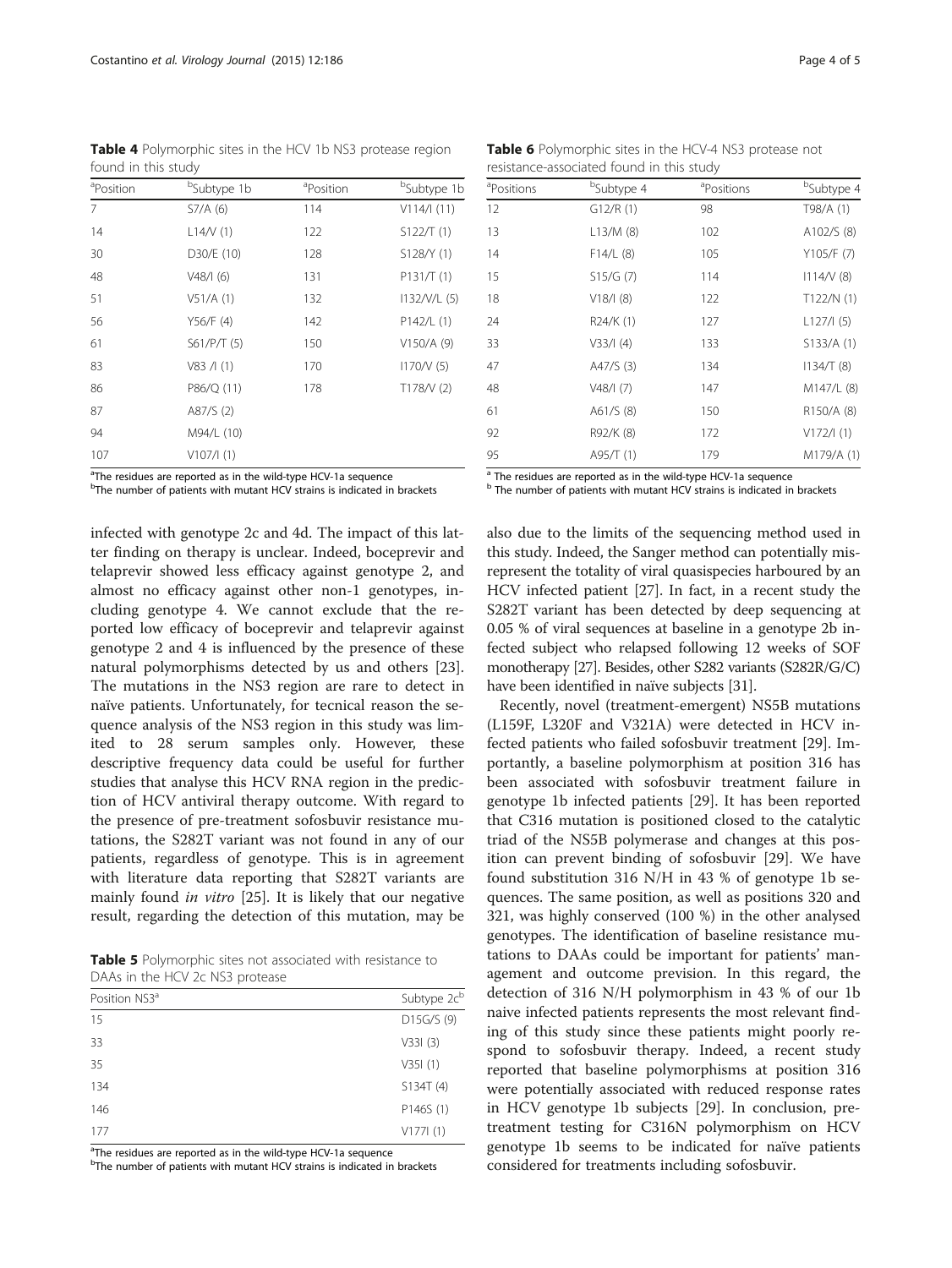**Table 4** Polymorphic sites in the HCV 1b NS3 protease region found in this study

| Position[a] | Subtype 1b[b] | Position[a] | Subtype 1b[b] |
|---|---|---|---|
| 7 | S7/A (6) | 114 | V114/I (11) |
| 14 | L14/V (1) | 122 | S122/T (1) |
| 30 | D30/E (10) | 128 | S128/Y (1) |
| 48 | V48/I (6) | 131 | P131/T (1) |
| 51 | V51/A (1) | 132 | I132/V/L (5) |
| 56 | Y56/F (4) | 142 | P142/L (1) |
| 61 | S61/P/T (5) | 150 | V150/A (9) |
| 83 | V83 /I (1) | 170 | I170/V (5) |
| 86 | P86/Q (11) | 178 | T178/V (2) |
| 87 | A87/S (2) | | |
| 94 | M94/L (10) | | |
| 107 | V107/I (1) | | |

[a]The residues are reported as in the wild-type HCV-1a sequence
[b]The number of patients with mutant HCV strains is indicated in brackets

**Table 6** Polymorphic sites in the HCV-4 NS3 protease not resistance-associated found in this study

| Positions[a] | Subtype 4[b] | Positions[a] | Subtype 4[b] |
|---|---|---|---|
| 12 | G12/R (1) | 98 | T98/A (1) |
| 13 | L13/M (8) | 102 | A102/S (8) |
| 14 | F14/L (8) | 105 | Y105/F (7) |
| 15 | S15/G (7) | 114 | I114/V (8) |
| 18 | V18/I (8) | 122 | T122/N (1) |
| 24 | R24/K (1) | 127 | L127/I (5) |
| 33 | V33/I (4) | 133 | S133/A (1) |
| 47 | A47/S (3) | 134 | I134/T (8) |
| 48 | V48/I (7) | 147 | M147/L (8) |
| 61 | A61/S (8) | 150 | R150/A (8) |
| 92 | R92/K (8) | 172 | V172/I (1) |
| 95 | A95/T (1) | 179 | M179/A (1) |

[a] The residues are reported as in the wild-type HCV-1a sequence
[b] The number of patients with mutant HCV strains is indicated in brackets

infected with genotype 2c and 4d. The impact of this latter finding on therapy is unclear. Indeed, boceprevir and telaprevir showed less efficacy against genotype 2, and almost no efficacy against other non-1 genotypes, including genotype 4. We cannot exclude that the reported low efficacy of boceprevir and telaprevir against genotype 2 and 4 is influenced by the presence of these natural polymorphisms detected by us and others [23]. The mutations in the NS3 region are rare to detect in naïve patients. Unfortunately, for tecnical reason the sequence analysis of the NS3 region in this study was limited to 28 serum samples only. However, these descriptive frequency data could be useful for further studies that analyse this HCV RNA region in the prediction of HCV antiviral therapy outcome. With regard to the presence of pre-treatment sofosbuvir resistance mutations, the S282T variant was not found in any of our patients, regardless of genotype. This is in agreement with literature data reporting that S282T variants are mainly found *in vitro* [25]. It is likely that our negative result, regarding the detection of this mutation, may be also due to the limits of the sequencing method used in this study. Indeed, the Sanger method can potentially misrepresent the totality of viral quasispecies harboured by an HCV infected patient [27]. In fact, in a recent study the S282T variant has been detected by deep sequencing at 0.05 % of viral sequences at baseline in a genotype 2b infected subject who relapsed following 12 weeks of SOF monotherapy [27]. Besides, other S282 variants (S282R/G/C) have been identified in naïve subjects [31].

**Table 5** Polymorphic sites not associated with resistance to DAAs in the HCV 2c NS3 protease

| Position NS3[a] | Subtype 2c[b] |
|---|---|
| 15 | D15G/S (9) |
| 33 | V33I (3) |
| 35 | V35I (1) |
| 134 | S134T (4) |
| 146 | P146S (1) |
| 177 | V177I (1) |

[a]The residues are reported as in the wild-type HCV-1a sequence
[b]The number of patients with mutant HCV strains is indicated in brackets

Recently, novel (treatment-emergent) NS5B mutations (L159F, L320F and V321A) were detected in HCV infected patients who failed sofosbuvir treatment [29]. Importantly, a baseline polymorphism at position 316 has been associated with sofosbuvir treatment failure in genotype 1b infected patients [29]. It has been reported that C316 mutation is positioned closed to the catalytic triad of the NS5B polymerase and changes at this position can prevent binding of sofosbuvir [29]. We have found substitution 316 N/H in 43 % of genotype 1b sequences. The same position, as well as positions 320 and 321, was highly conserved (100 %) in the other analysed genotypes. The identification of baseline resistance mutations to DAAs could be important for patients' management and outcome prevision. In this regard, the detection of 316 N/H polymorphism in 43 % of our 1b naive infected patients represents the most relevant finding of this study since these patients might poorly respond to sofosbuvir therapy. Indeed, a recent study reported that baseline polymorphisms at position 316 were potentially associated with reduced response rates in HCV genotype 1b subjects [29]. In conclusion, pretreatment testing for C316N polymorphism on HCV genotype 1b seems to be indicated for naïve patients considered for treatments including sofosbuvir.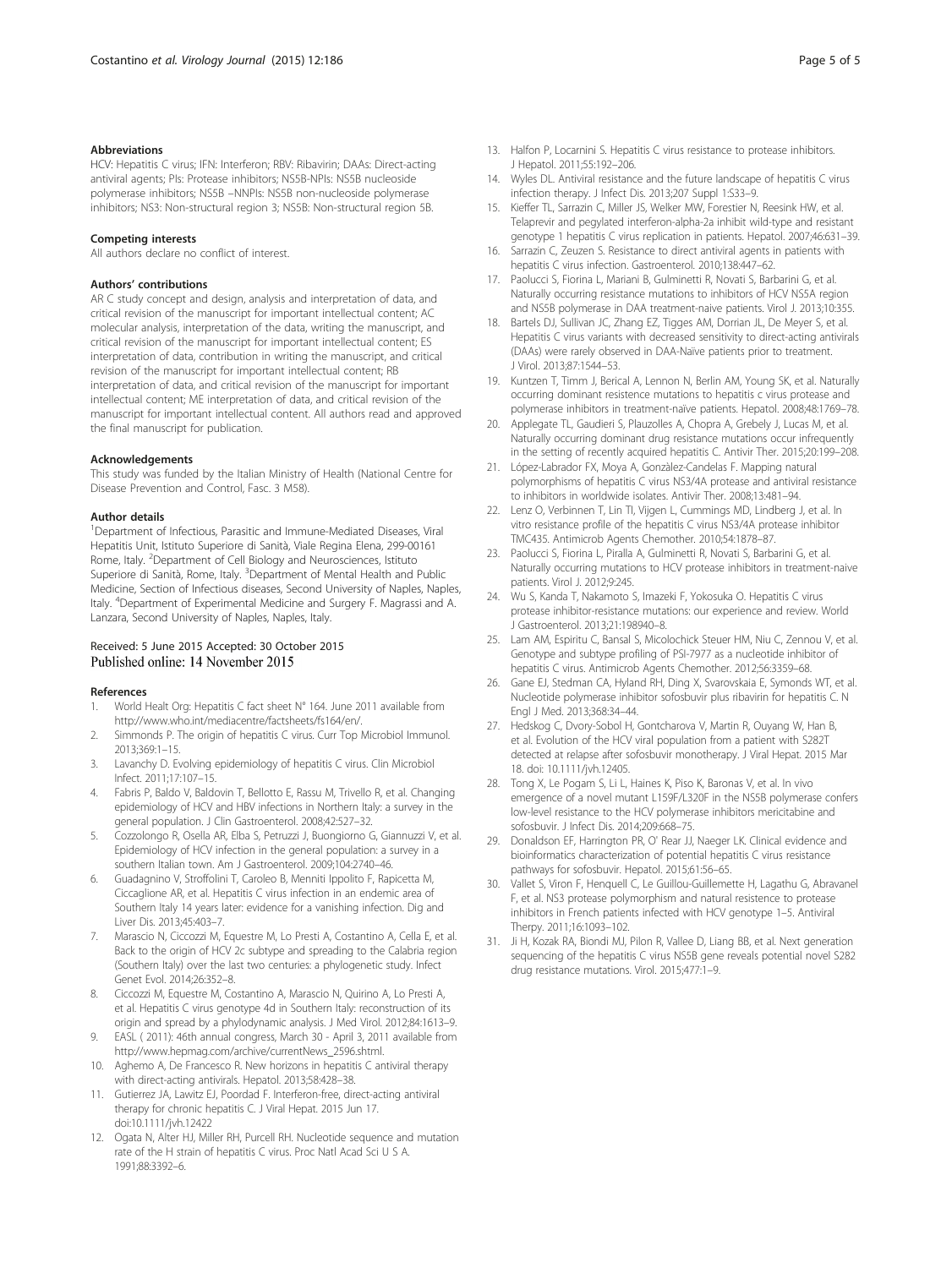### Abbreviations

HCV: Hepatitis C virus; IFN: Interferon; RBV: Ribavirin; DAAs: Direct-acting antiviral agents; PIs: Protease inhibitors; NS5B-NPIs: NS5B nucleoside polymerase inhibitors; NS5B –NNPIs: NS5B non-nucleoside polymerase inhibitors; NS3: Non-structural region 3; NS5B: Non-structural region 5B.

### Competing interests

All authors declare no conflict of interest.

### Authors' contributions

AR C study concept and design, analysis and interpretation of data, and critical revision of the manuscript for important intellectual content; AC molecular analysis, interpretation of the data, writing the manuscript, and critical revision of the manuscript for important intellectual content; ES interpretation of data, contribution in writing the manuscript, and critical revision of the manuscript for important intellectual content; RB interpretation of data, and critical revision of the manuscript for important intellectual content; ME interpretation of data, and critical revision of the manuscript for important intellectual content. All authors read and approved the final manuscript for publication.

### Acknowledgements

This study was funded by the Italian Ministry of Health (National Centre for Disease Prevention and Control, Fasc. 3 M58).

### Author details

[1]Department of Infectious, Parasitic and Immune-Mediated Diseases, Viral Hepatitis Unit, Istituto Superiore di Sanità, Viale Regina Elena, 299-00161 Rome, Italy. [2]Department of Cell Biology and Neurosciences, Istituto Superiore di Sanità, Rome, Italy. [3]Department of Mental Health and Public Medicine, Section of Infectious diseases, Second University of Naples, Naples, Italy. [4]Department of Experimental Medicine and Surgery F. Magrassi and A. Lanzara, Second University of Naples, Naples, Italy.

Received: 5 June 2015 Accepted: 30 October 2015
Published online: 14 November 2015

### References

1. World Healt Org: Hepatitis C fact sheet N° 164. June 2011 available from http://www.who.int/mediacentre/factsheets/fs164/en/.
2. Simmonds P. The origin of hepatitis C virus. Curr Top Microbiol Immunol. 2013;369:1–15.
3. Lavanchy D. Evolving epidemiology of hepatitis C virus. Clin Microbiol Infect. 2011;17:107–15.
4. Fabris P, Baldo V, Baldovin T, Bellotto E, Rassu M, Trivello R, et al. Changing epidemiology of HCV and HBV infections in Northern Italy: a survey in the general population. J Clin Gastroenterol. 2008;42:527–32.
5. Cozzolongo R, Osella AR, Elba S, Petruzzi J, Buongiorno G, Giannuzzi V, et al. Epidemiology of HCV infection in the general population: a survey in a southern Italian town. Am J Gastroenterol. 2009;104:2740–46.
6. Guadagnino V, Stroffolini T, Caroleo B, Menniti Ippolito F, Rapicetta M, Ciccaglione AR, et al. Hepatitis C virus infection in an endemic area of Southern Italy 14 years later: evidence for a vanishing infection. Dig and Liver Dis. 2013;45:403–7.
7. Marascio N, Ciccozzi M, Equestre M, Lo Presti A, Costantino A, Cella E, et al. Back to the origin of HCV 2c subtype and spreading to the Calabria region (Southern Italy) over the last two centuries: a phylogenetic study. Infect Genet Evol. 2014;26:352–8.
8. Ciccozzi M, Equestre M, Costantino A, Marascio N, Quirino A, Lo Presti A, et al. Hepatitis C virus genotype 4d in Southern Italy: reconstruction of its origin and spread by a phylodynamic analysis. J Med Virol. 2012;84:1613–9.
9. EASL ( 2011): 46th annual congress, March 30 - April 3, 2011 available from http://www.hepmag.com/archive/currentNews_2596.shtml.
10. Aghemo A, De Francesco R. New horizons in hepatitis C antiviral therapy with direct-acting antivirals. Hepatol. 2013;58:428–38.
11. Gutierrez JA, Lawitz EJ, Poordad F. Interferon-free, direct-acting antiviral therapy for chronic hepatitis C. J Viral Hepat. 2015 Jun 17. doi:10.1111/jvh.12422
12. Ogata N, Alter HJ, Miller RH, Purcell RH. Nucleotide sequence and mutation rate of the H strain of hepatitis C virus. Proc Natl Acad Sci U S A. 1991;88:3392–6.
13. Halfon P, Locarnini S. Hepatitis C virus resistance to protease inhibitors. J Hepatol. 2011;55:192–206.
14. Wyles DL. Antiviral resistance and the future landscape of hepatitis C virus infection therapy. J Infect Dis. 2013;207 Suppl 1:S33–9.
15. Kieffer TL, Sarrazin C, Miller JS, Welker MW, Forestier N, Reesink HW, et al. Telaprevir and pegylated interferon-alpha-2a inhibit wild-type and resistant genotype 1 hepatitis C virus replication in patients. Hepatol. 2007;46:631–39.
16. Sarrazin C, Zeuzen S. Resistance to direct antiviral agents in patients with hepatitis C virus infection. Gastroenterol. 2010;138:447–62.
17. Paolucci S, Fiorina L, Mariani B, Gulminetti R, Novati S, Barbarini G, et al. Naturally occurring resistance mutations to inhibitors of HCV NS5A region and NS5B polymerase in DAA treatment-naive patients. Virol J. 2013;10:355.
18. Bartels DJ, Sullivan JC, Zhang EZ, Tigges AM, Dorrian JL, De Meyer S, et al. Hepatitis C virus variants with decreased sensitivity to direct-acting antivirals (DAAs) were rarely observed in DAA-Naïve patients prior to treatment. J Virol. 2013;87:1544–53.
19. Kuntzen T, Timm J, Berical A, Lennon N, Berlin AM, Young SK, et al. Naturally occurring dominant resistence mutations to hepatitis c virus protease and polymerase inhibitors in treatment-naïve patients. Hepatol. 2008;48:1769–78.
20. Applegate TL, Gaudieri S, Plauzolles A, Chopra A, Grebely J, Lucas M, et al. Naturally occurring dominant drug resistance mutations occur infrequently in the setting of recently acquired hepatitis C. Antivir Ther. 2015;20:199–208.
21. López-Labrador FX, Moya A, Gonzàlez-Candelas F. Mapping natural polymorphisms of hepatitis C virus NS3/4A protease and antiviral resistance to inhibitors in worldwide isolates. Antivir Ther. 2008;13:481–94.
22. Lenz O, Verbinnen T, Lin TI, Vijgen L, Cummings MD, Lindberg J, et al. In vitro resistance profile of the hepatitis C virus NS3/4A protease inhibitor TMC435. Antimicrob Agents Chemother. 2010;54:1878–87.
23. Paolucci S, Fiorina L, Piralla A, Gulminetti R, Novati S, Barbarini G, et al. Naturally occurring mutations to HCV protease inhibitors in treatment-naive patients. Virol J. 2012;9:245.
24. Wu S, Kanda T, Nakamoto S, Imazeki F, Yokosuka O. Hepatitis C virus protease inhibitor-resistance mutations: our experience and review. World J Gastroenterol. 2013;21:198940–8.
25. Lam AM, Espiritu C, Bansal S, Micolochick Steuer HM, Niu C, Zennou V, et al. Genotype and subtype profiling of PSI-7977 as a nucleotide inhibitor of hepatitis C virus. Antimicrob Agents Chemother. 2012;56:3359–68.
26. Gane EJ, Stedman CA, Hyland RH, Ding X, Svarovskaia E, Symonds WT, et al. Nucleotide polymerase inhibitor sofosbuvir plus ribavirin for hepatitis C. N Engl J Med. 2013;368:34–44.
27. Hedskog C, Dvory-Sobol H, Gontcharova V, Martin R, Ouyang W, Han B, et al. Evolution of the HCV viral population from a patient with S282T detected at relapse after sofosbuvir monotherapy. J Viral Hepat. 2015 Mar 18. doi: 10.1111/jvh.12405.
28. Tong X, Le Pogam S, Li L, Haines K, Piso K, Baronas V, et al. In vivo emergence of a novel mutant L159F/L320F in the NS5B polymerase confers low-level resistance to the HCV polymerase inhibitors mericitabine and sofosbuvir. J Infect Dis. 2014;209:668–75.
29. Donaldson EF, Harrington PR, O' Rear JJ, Naeger LK. Clinical evidence and bioinformatics characterization of potential hepatitis C virus resistance pathways for sofosbuvir. Hepatol. 2015;61:56–65.
30. Vallet S, Viron F, Henquell C, Le Guillou-Guillemette H, Lagathu G, Abravanel F, et al. NS3 protease polymorphism and natural resistence to protease inhibitors in French patients infected with HCV genotype 1–5. Antiviral Therpy. 2011;16:1093–102.
31. Ji H, Kozak RA, Biondi MJ, Pilon R, Vallee D, Liang BB, et al. Next generation sequencing of the hepatitis C virus NS5B gene reveals potential novel S282 drug resistance mutations. Virol. 2015;477:1–9.